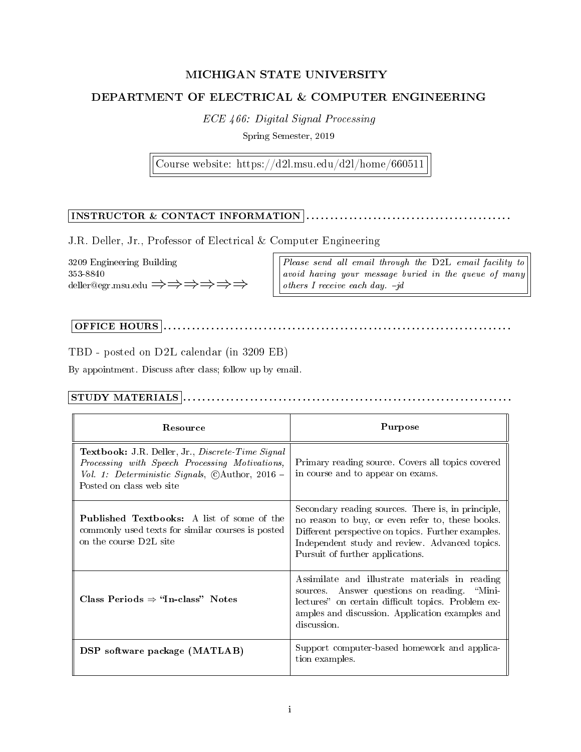# MICHIGAN STATE UNIVERSITY

## DEPARTMENT OF ELECTRICAL & COMPUTER ENGINEERING

*ECE 466: Digital Signal Processing*

Spring Semester, 2019

Course website: https://d2l.msu.edu/d2l/home/660511

## INSTRUCTOR & CONTACT INFORMATION

J.R. Deller, Jr., Professor of Electrical & Computer Engineering

3209 Engineering Building
353-8840
deller@egr.msu.edu ⇒⇒⇒⇒⇒⇒

*Please send all email through the* D2L *email facility to avoid having your message buried in the queue of many others I receive each day. –jd*

## OFFICE HOURS

TBD - posted on D2L calendar (in 3209 EB)

By appointment. Discuss after class; follow up by email.

## STUDY MATERIALS

| Resource | Purpose |
|---|---|
| **Textbook:** J.R. Deller, Jr., *Discrete-Time Signal Processing with Speech Processing Motivations, Vol. 1: Deterministic Signals*, ©Author, 2016 – Posted on class web site | Primary reading source. Covers all topics covered in course and to appear on exams. |
| **Published Textbooks:** A list of some of the commonly used texts for similar courses is posted on the course D2L site | Secondary reading sources. There is, in principle, no reason to buy, or even refer to, these books. Different perspective on topics. Further examples. Independent study and review. Advanced topics. Pursuit of further applications. |
| **Class Periods ⇒ "In-class" Notes** | Assimilate and illustrate materials in reading sources. Answer questions on reading. "Mini-lectures" on certain difficult topics. Problem examples and discussion. Application examples and discussion. |
| **DSP software package (MATLAB)** | Support computer-based homework and application examples. |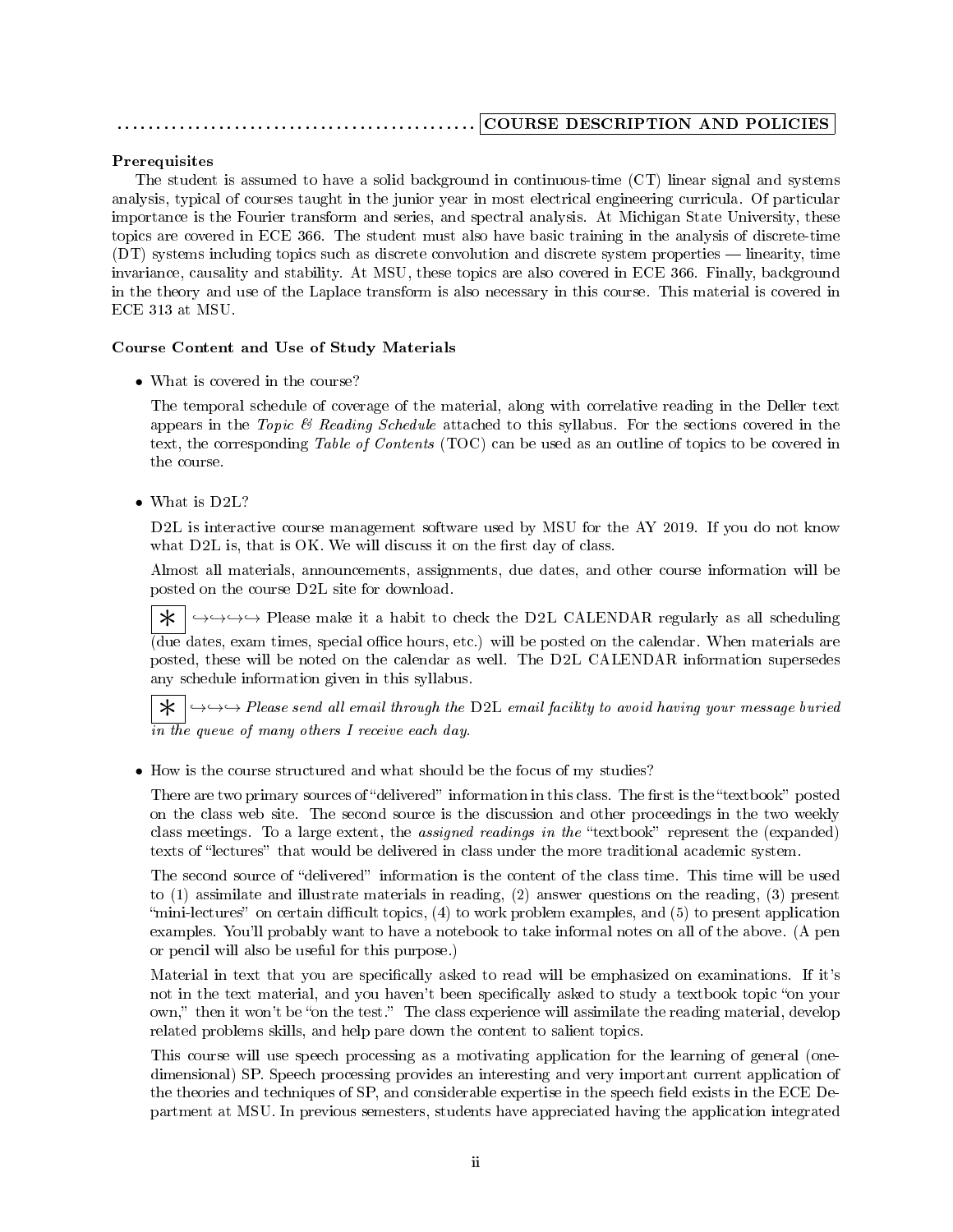## COURSE DESCRIPTION AND POLICIES

**Prerequisites**

The student is assumed to have a solid background in continuous-time (CT) linear signal and systems analysis, typical of courses taught in the junior year in most electrical engineering curricula. Of particular importance is the Fourier transform and series, and spectral analysis. At Michigan State University, these topics are covered in ECE 366. The student must also have basic training in the analysis of discrete-time (DT) systems including topics such as discrete convolution and discrete system properties — linearity, time invariance, causality and stability. At MSU, these topics are also covered in ECE 366. Finally, background in the theory and use of the Laplace transform is also necessary in this course. This material is covered in ECE 313 at MSU.

**Course Content and Use of Study Materials**

- What is covered in the course?

  The temporal schedule of coverage of the material, along with correlative reading in the Deller text appears in the *Topic & Reading Schedule* attached to this syllabus. For the sections covered in the text, the corresponding *Table of Contents* (TOC) can be used as an outline of topics to be covered in the course.

- What is D2L?

  D2L is interactive course management software used by MSU for the AY 2019. If you do not know what D2L is, that is OK. We will discuss it on the first day of class.

  Almost all materials, announcements, assignments, due dates, and other course information will be posted on the course D2L site for download.

  ∗ ↪↪↪↪ Please make it a habit to check the D2L CALENDAR regularly as all scheduling (due dates, exam times, special office hours, etc.) will be posted on the calendar. When materials are posted, these will be noted on the calendar as well. The D2L CALENDAR information supersedes any schedule information given in this syllabus.

  ∗ ↪↪↪ *Please send all email through the* D2L *email facility to avoid having your message buried in the queue of many others I receive each day.*

- How is the course structured and what should be the focus of my studies?

  There are two primary sources of "delivered" information in this class. The first is the "textbook" posted on the class web site. The second source is the discussion and other proceedings in the two weekly class meetings. To a large extent, the *assigned readings in the* "textbook" represent the (expanded) texts of "lectures" that would be delivered in class under the more traditional academic system.

  The second source of "delivered" information is the content of the class time. This time will be used to (1) assimilate and illustrate materials in reading, (2) answer questions on the reading, (3) present "mini-lectures" on certain difficult topics, (4) to work problem examples, and (5) to present application examples. You'll probably want to have a notebook to take informal notes on all of the above. (A pen or pencil will also be useful for this purpose.)

  Material in text that you are specifically asked to read will be emphasized on examinations. If it's not in the text material, and you haven't been specifically asked to study a textbook topic "on your own," then it won't be "on the test." The class experience will assimilate the reading material, develop related problems skills, and help pare down the content to salient topics.

  This course will use speech processing as a motivating application for the learning of general (one-dimensional) SP. Speech processing provides an interesting and very important current application of the theories and techniques of SP, and considerable expertise in the speech field exists in the ECE Department at MSU. In previous semesters, students have appreciated having the application integrated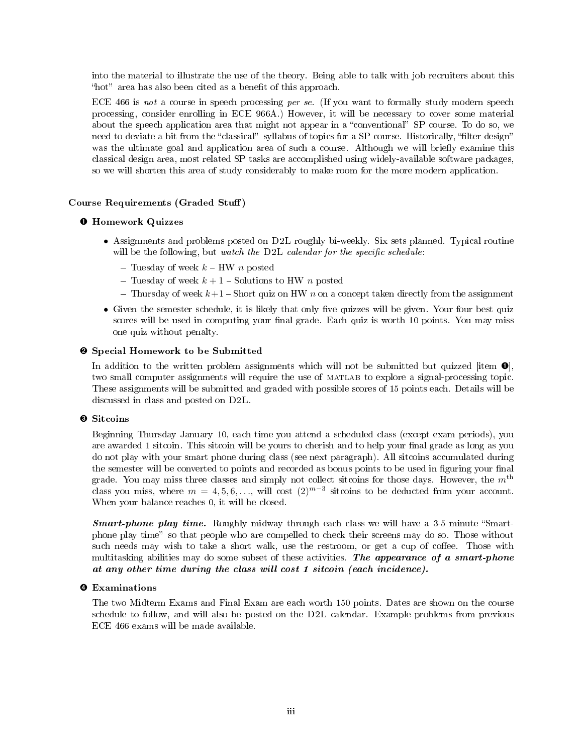into the material to illustrate the use of the theory. Being able to talk with job recruiters about this "hot" area has also been cited as a benefit of this approach.

ECE 466 is *not* a course in speech processing *per se*. (If you want to formally study modern speech processing, consider enrolling in ECE 966A.) However, it will be necessary to cover some material about the speech application area that might not appear in a "conventional" SP course. To do so, we need to deviate a bit from the "classical" syllabus of topics for a SP course. Historically, "filter design" was the ultimate goal and application area of such a course. Although we will briefly examine this classical design area, most related SP tasks are accomplished using widely-available software packages, so we will shorten this area of study considerably to make room for the more modern application.

## Course Requirements (Graded Stuff)

### ❶ Homework Quizzes

- Assignments and problems posted on D2L roughly bi-weekly. Six sets planned. Typical routine will be the following, but *watch the* D2L *calendar for the specific schedule*:
  - Tuesday of week $k$ – HW $n$ posted
  - Tuesday of week $k+1$ – Solutions to HW $n$ posted
  - Thursday of week $k+1$ – Short quiz on HW $n$ on a concept taken directly from the assignment
- Given the semester schedule, it is likely that only five quizzes will be given. Your four best quiz scores will be used in computing your final grade. Each quiz is worth 10 points. You may miss one quiz without penalty.

### ❷ Special Homework to be Submitted

In addition to the written problem assignments which will not be submitted but quizzed [item ❶], two small computer assignments will require the use of MATLAB to explore a signal-processing topic. These assignments will be submitted and graded with possible scores of 15 points each. Details will be discussed in class and posted on D2L.

### ❸ Sitcoins

Beginning Thursday January 10, each time you attend a scheduled class (except exam periods), you are awarded 1 sitcoin. This sitcoin will be yours to cherish and to help your final grade as long as you do not play with your smart phone during class (see next paragraph). All sitcoins accumulated during the semester will be converted to points and recorded as bonus points to be used in figuring your final grade. You may miss three classes and simply not collect sitcoins for those days. However, the $m^{\text{th}}$ class you miss, where $m = 4, 5, 6, \ldots$, will cost $(2)^{m-3}$ sitcoins to be deducted from your account. When your balance reaches 0, it will be closed.

***Smart-phone play time.*** Roughly midway through each class we will have a 3-5 minute "Smart-phone play time" so that people who are compelled to check their screens may do so. Those without such needs may wish to take a short walk, use the restroom, or get a cup of coffee. Those with multitasking abilities may do some subset of these activities. ***The appearance of a smart-phone at any other time during the class will cost 1 sitcoin (each incidence).***

### ❹ Examinations

The two Midterm Exams and Final Exam are each worth 150 points. Dates are shown on the course schedule to follow, and will also be posted on the D2L calendar. Example problems from previous ECE 466 exams will be made available.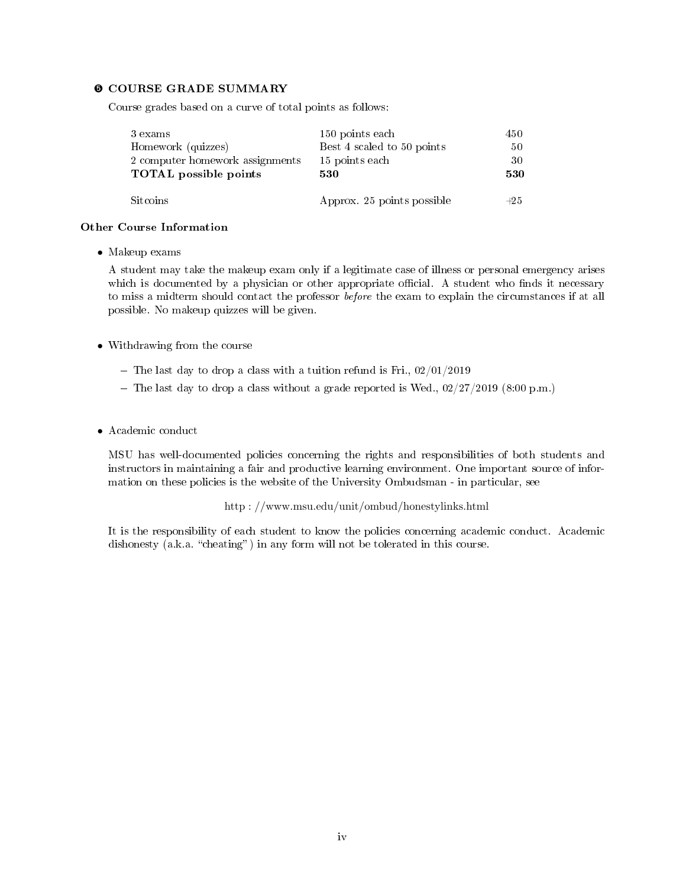## ❺ COURSE GRADE SUMMARY

Course grades based on a curve of total points as follows:

| | | |
|---|---|---|
| 3 exams | 150 points each | 450 |
| Homework (quizzes) | Best 4 scaled to 50 points | 50 |
| 2 computer homework assignments | 15 points each | 30 |
| **TOTAL possible points** | **530** | **530** |
| | | |
| Sitcoins | Approx. 25 points possible | +25 |

### Other Course Information

- Makeup exams

  A student may take the makeup exam only if a legitimate case of illness or personal emergency arises which is documented by a physician or other appropriate official. A student who finds it necessary to miss a midterm should contact the professor *before* the exam to explain the circumstances if at all possible. No makeup quizzes will be given.

- Withdrawing from the course
  - The last day to drop a class with a tuition refund is Fri., 02/01/2019
  - The last day to drop a class without a grade reported is Wed., 02/27/2019 (8:00 p.m.)

- Academic conduct

  MSU has well-documented policies concerning the rights and responsibilities of both students and instructors in maintaining a fair and productive learning environment. One important source of information on these policies is the website of the University Ombudsman - in particular, see

  http : //www.msu.edu/unit/ombud/honestylinks.html

  It is the responsibility of each student to know the policies concerning academic conduct. Academic dishonesty (a.k.a. "cheating") in any form will not be tolerated in this course.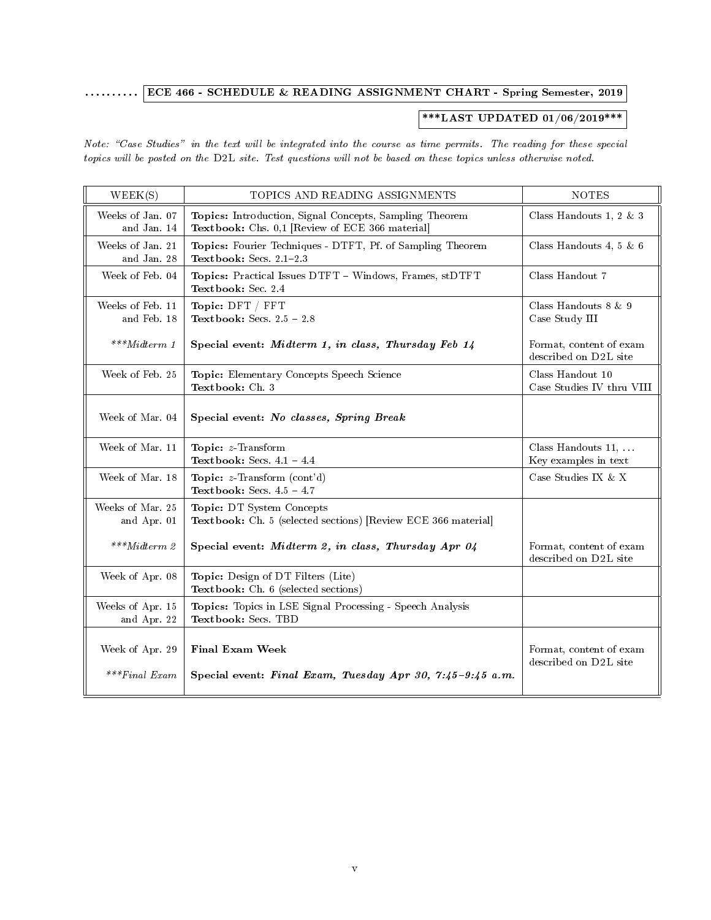## .......... ECE 466 - SCHEDULE & READING ASSIGNMENT CHART - Spring Semester, 2019

**\*\*\*LAST UPDATED 01/06/2019\*\*\***

*Note: "Case Studies" in the text will be integrated into the course as time permits. The reading for these special topics will be posted on the D2L site. Test questions will not be based on these topics unless otherwise noted.*

| WEEK(S) | TOPICS AND READING ASSIGNMENTS | NOTES |
|---|---|---|
| Weeks of Jan. 07 and Jan. 14 | **Topics:** Introduction, Signal Concepts, Sampling Theorem<br>**Textbook:** Chs. 0,1 [Review of ECE 366 material] | Class Handouts 1, 2 & 3 |
| Weeks of Jan. 21 and Jan. 28 | **Topics:** Fourier Techniques - DTFT, Pf. of Sampling Theorem<br>**Textbook:** Secs. 2.1–2.3 | Class Handouts 4, 5 & 6 |
| Week of Feb. 04 | **Topics:** Practical Issues DTFT – Windows, Frames, stDTFT<br>**Textbook:** Sec. 2.4 | Class Handout 7 |
| Weeks of Feb. 11 and Feb. 18<br><br>*\*\*\*Midterm 1* | **Topic:** DFT / FFT<br>**Textbook:** Secs. 2.5 – 2.8<br><br>**Special event:** ***Midterm 1, in class, Thursday Feb 14*** | Class Handouts 8 & 9<br>Case Study III<br><br>Format, content of exam described on D2L site |
| Week of Feb. 25 | **Topic:** Elementary Concepts Speech Science<br>**Textbook:** Ch. 3 | Class Handout 10<br>Case Studies IV thru VIII |
| Week of Mar. 04 | **Special event:** ***No classes, Spring Break*** | |
| Week of Mar. 11 | **Topic:** $z$-Transform<br>**Textbook:** Secs. 4.1 – 4.4 | Class Handouts 11, ...<br>Key examples in text |
| Week of Mar. 18 | **Topic:** $z$-Transform (cont'd)<br>**Textbook:** Secs. 4.5 – 4.7 | Case Studies IX & X |
| Weeks of Mar. 25 and Apr. 01<br><br>*\*\*\*Midterm 2* | **Topic:** DT System Concepts<br>**Textbook:** Ch. 5 (selected sections) [Review ECE 366 material]<br><br>**Special event:** ***Midterm 2, in class, Thursday Apr 04*** | <br><br><br>Format, content of exam described on D2L site |
| Week of Apr. 08 | **Topic:** Design of DT Filters (Lite)<br>**Textbook:** Ch. 6 (selected sections) | |
| Weeks of Apr. 15 and Apr. 22 | **Topics:** Topics in LSE Signal Processing - Speech Analysis<br>**Textbook:** Secs. TBD | |
| Week of Apr. 29<br><br>*\*\*\*Final Exam* | **Final Exam Week**<br><br>**Special event:** ***Final Exam, Tuesday Apr 30, 7:45–9:45 a.m.*** | Format, content of exam described on D2L site |